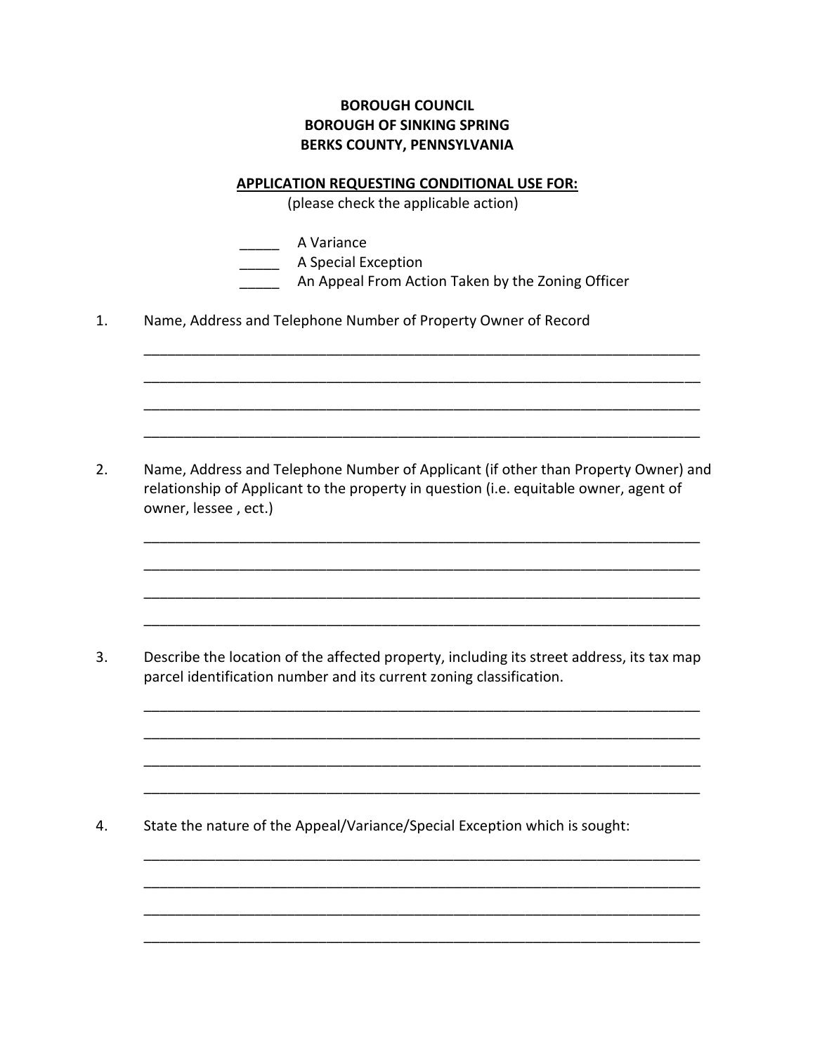**BOROUGH COUNCIL**
**BOROUGH OF SINKING SPRING**
**BERKS COUNTY, PENNSYLVANIA**

**APPLICATION REQUESTING CONDITIONAL USE FOR:**
(please check the applicable action)

_____ A Variance
_____ A Special Exception
_____ An Appeal From Action Taken by the Zoning Officer

1. Name, Address and Telephone Number of Property Owner of Record

______________________________________________________________________
______________________________________________________________________
______________________________________________________________________
______________________________________________________________________

2. Name, Address and Telephone Number of Applicant (if other than Property Owner) and relationship of Applicant to the property in question (i.e. equitable owner, agent of owner, lessee , ect.)

______________________________________________________________________
______________________________________________________________________
______________________________________________________________________
______________________________________________________________________

3. Describe the location of the affected property, including its street address, its tax map parcel identification number and its current zoning classification.

______________________________________________________________________
______________________________________________________________________
______________________________________________________________________
______________________________________________________________________

4. State the nature of the Appeal/Variance/Special Exception which is sought:

______________________________________________________________________
______________________________________________________________________
______________________________________________________________________
______________________________________________________________________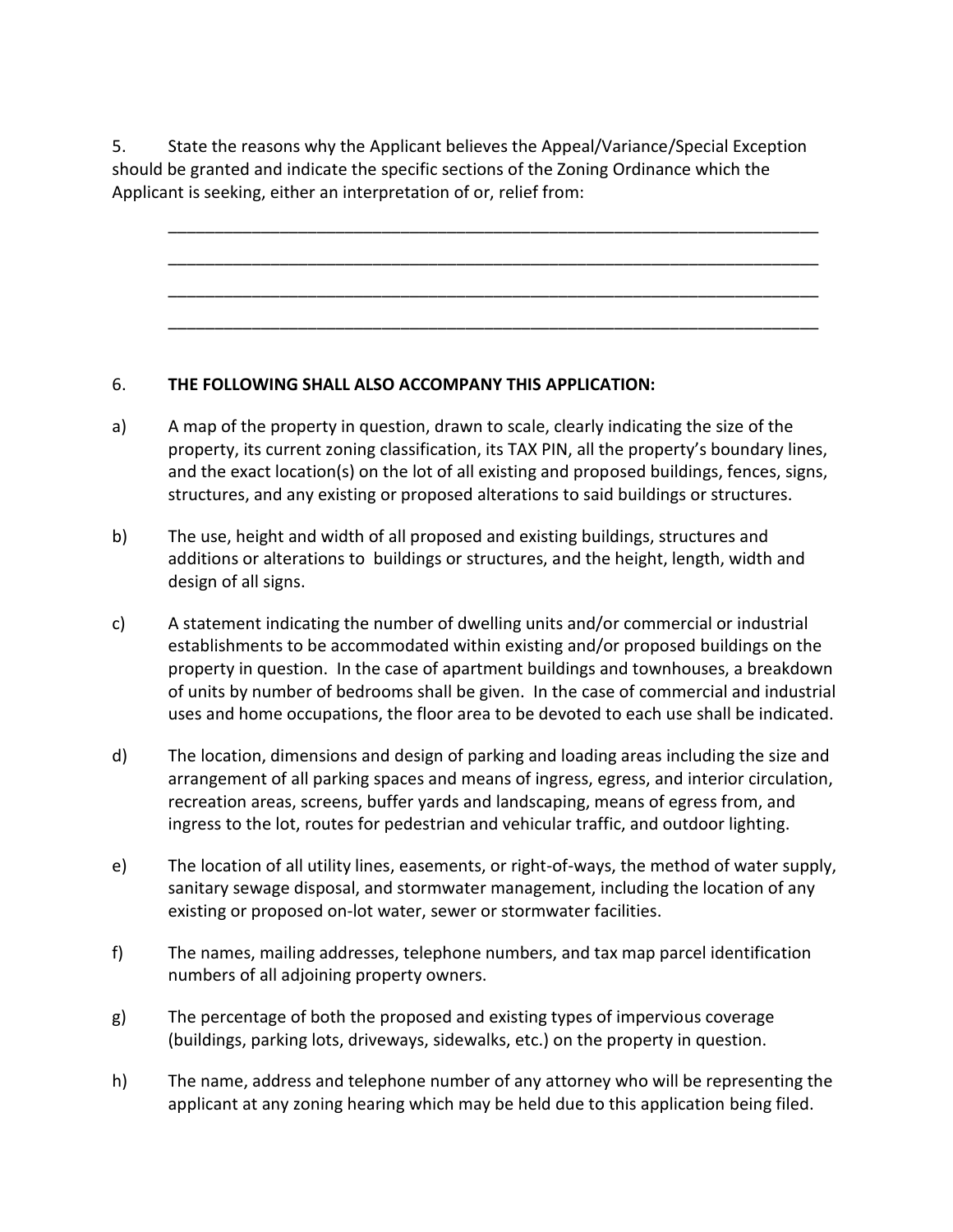5. State the reasons why the Applicant believes the Appeal/Variance/Special Exception should be granted and indicate the specific sections of the Zoning Ordinance which the Applicant is seeking, either an interpretation of or, relief from:

_______________________________________________________________________

_______________________________________________________________________

_______________________________________________________________________

_______________________________________________________________________

6. **THE FOLLOWING SHALL ALSO ACCOMPANY THIS APPLICATION:**

a) A map of the property in question, drawn to scale, clearly indicating the size of the property, its current zoning classification, its TAX PIN, all the property's boundary lines, and the exact location(s) on the lot of all existing and proposed buildings, fences, signs, structures, and any existing or proposed alterations to said buildings or structures.

b) The use, height and width of all proposed and existing buildings, structures and additions or alterations to buildings or structures, and the height, length, width and design of all signs.

c) A statement indicating the number of dwelling units and/or commercial or industrial establishments to be accommodated within existing and/or proposed buildings on the property in question. In the case of apartment buildings and townhouses, a breakdown of units by number of bedrooms shall be given. In the case of commercial and industrial uses and home occupations, the floor area to be devoted to each use shall be indicated.

d) The location, dimensions and design of parking and loading areas including the size and arrangement of all parking spaces and means of ingress, egress, and interior circulation, recreation areas, screens, buffer yards and landscaping, means of egress from, and ingress to the lot, routes for pedestrian and vehicular traffic, and outdoor lighting.

e) The location of all utility lines, easements, or right-of-ways, the method of water supply, sanitary sewage disposal, and stormwater management, including the location of any existing or proposed on-lot water, sewer or stormwater facilities.

f) The names, mailing addresses, telephone numbers, and tax map parcel identification numbers of all adjoining property owners.

g) The percentage of both the proposed and existing types of impervious coverage (buildings, parking lots, driveways, sidewalks, etc.) on the property in question.

h) The name, address and telephone number of any attorney who will be representing the applicant at any zoning hearing which may be held due to this application being filed.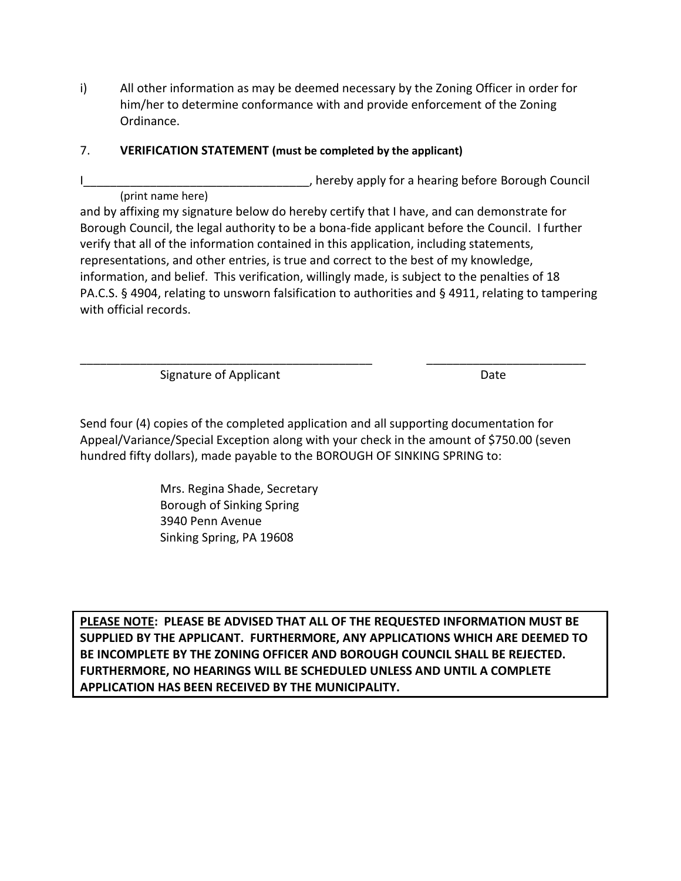i) All other information as may be deemed necessary by the Zoning Officer in order for him/her to determine conformance with and provide enforcement of the Zoning Ordinance.

7. **VERIFICATION STATEMENT (must be completed by the applicant)**

I__________________________________, hereby apply for a hearing before Borough Council
(print name here)
and by affixing my signature below do hereby certify that I have, and can demonstrate for Borough Council, the legal authority to be a bona-fide applicant before the Council. I further verify that all of the information contained in this application, including statements, representations, and other entries, is true and correct to the best of my knowledge, information, and belief. This verification, willingly made, is subject to the penalties of 18 PA.C.S. § 4904, relating to unsworn falsification to authorities and § 4911, relating to tampering with official records.

_____________________________________________ ________________________
Signature of Applicant Date

Send four (4) copies of the completed application and all supporting documentation for Appeal/Variance/Special Exception along with your check in the amount of $750.00 (seven hundred fifty dollars), made payable to the BOROUGH OF SINKING SPRING to:

Mrs. Regina Shade, Secretary
Borough of Sinking Spring
3940 Penn Avenue
Sinking Spring, PA 19608

**<u>PLEASE NOTE</u>: PLEASE BE ADVISED THAT ALL OF THE REQUESTED INFORMATION MUST BE SUPPLIED BY THE APPLICANT. FURTHERMORE, ANY APPLICATIONS WHICH ARE DEEMED TO BE INCOMPLETE BY THE ZONING OFFICER AND BOROUGH COUNCIL SHALL BE REJECTED. FURTHERMORE, NO HEARINGS WILL BE SCHEDULED UNLESS AND UNTIL A COMPLETE APPLICATION HAS BEEN RECEIVED BY THE MUNICIPALITY.**